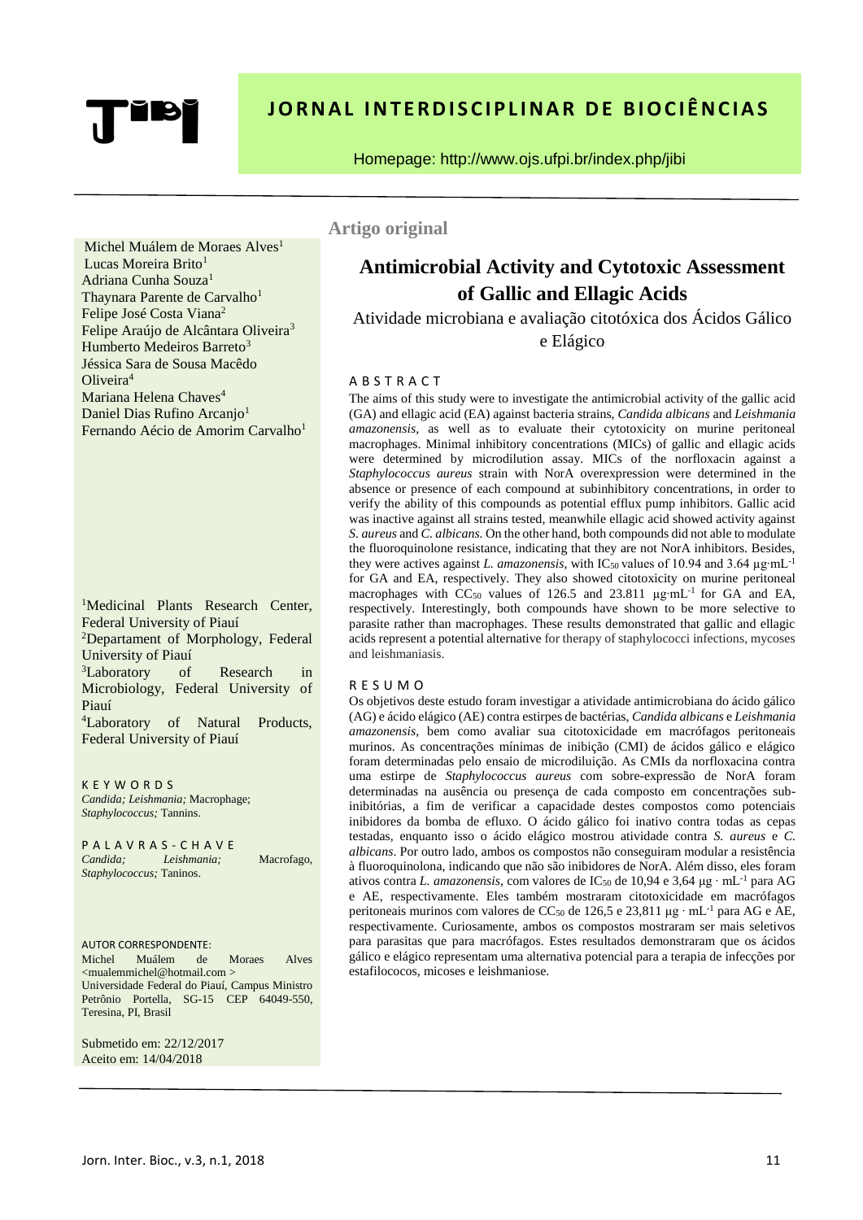# JORNAL INTERDISCIPLINAR DE BIOCIÊNCIAS

Homepage: http://www.ojs.ufpi.br/index.php/jibi

**Artigo original**

## Antimicrobial Activity and Cytotoxic Assessment of Gallic and Ellagic Acids

Atividade microbiana e avaliação citotóxica dos Ácidos Gálico e Elágico

Michel Muálem de Moraes Alves[1]
Lucas Moreira Brito[1]
Adriana Cunha Souza[1]
Thaynara Parente de Carvalho[1]
Felipe José Costa Viana[2]
Felipe Araújo de Alcântara Oliveira[3]
Humberto Medeiros Barreto[3]
Jéssica Sara de Sousa Macêdo Oliveira[4]
Mariana Helena Chaves[4]
Daniel Dias Rufino Arcanjo[1]
Fernando Aécio de Amorim Carvalho[1]

[1]Medicinal Plants Research Center, Federal University of Piauí
[2]Departament of Morphology, Federal University of Piauí
[3]Laboratory of Research in Microbiology, Federal University of Piauí
[4]Laboratory of Natural Products, Federal University of Piauí

K E Y W O R D S
*Candida; Leishmania;* Macrophage; *Staphylococcus;* Tannins.

P A L A V R A S - C H A V E
*Candida; Leishmania;* Macrofago, *Staphylococcus;* Taninos.

AUTOR CORRESPONDENTE:
Michel Muálem de Moraes Alves <mualemmichel@hotmail.com >
Universidade Federal do Piauí, Campus Ministro Petrônio Portella, SG-15 CEP 64049-550, Teresina, PI, Brasil

Submetido em: 22/12/2017
Aceito em: 14/04/2018

### A B S T R A C T

The aims of this study were to investigate the antimicrobial activity of the gallic acid (GA) and ellagic acid (EA) against bacteria strains, *Candida albicans* and *Leishmania amazonensis*, as well as to evaluate their cytotoxicity on murine peritoneal macrophages. Minimal inhibitory concentrations (MICs) of gallic and ellagic acids were determined by microdilution assay. MICs of the norfloxacin against a *Staphylococcus aureus* strain with NorA overexpression were determined in the absence or presence of each compound at subinhibitory concentrations, in order to verify the ability of this compounds as potential efflux pump inhibitors. Gallic acid was inactive against all strains tested, meanwhile ellagic acid showed activity against *S. aureus* and *C. albicans.* On the other hand, both compounds did not able to modulate the fluoroquinolone resistance, indicating that they are not NorA inhibitors. Besides, they were actives against *L. amazonensis*, with $IC_{50}$ values of 10.94 and 3.64 $\mu g{\cdot}mL^{-1}$ for GA and EA, respectively. They also showed citotoxicity on murine peritoneal macrophages with $CC_{50}$ values of 126.5 and 23.811 $\mu g{\cdot}mL^{-1}$ for GA and EA, respectively. Interestingly, both compounds have shown to be more selective to parasite rather than macrophages. These results demonstrated that gallic and ellagic acids represent a potential alternative for therapy of staphylococci infections, mycoses and leishmaniasis.

### R E S U M O

Os objetivos deste estudo foram investigar a atividade antimicrobiana do ácido gálico (AG) e ácido elágico (AE) contra estirpes de bactérias, *Candida albicans* e *Leishmania amazonensis*, bem como avaliar sua citotoxicidade em macrófagos peritoneais murinos. As concentrações mínimas de inibição (CMI) de ácidos gálico e elágico foram determinadas pelo ensaio de microdiluição. As CMIs da norfloxacina contra uma estirpe de *Staphylococcus aureus* com sobre-expressão de NorA foram determinadas na ausência ou presença de cada composto em concentrações sub-inibitórias, a fim de verificar a capacidade destes compostos como potenciais inibidores da bomba de efluxo. O ácido gálico foi inativo contra todas as cepas testadas, enquanto isso o ácido elágico mostrou atividade contra *S. aureus* e *C. albicans*. Por outro lado, ambos os compostos não conseguiram modular a resistência à fluoroquinolona, indicando que não são inibidores de NorA. Além disso, eles foram ativos contra *L. amazonensis*, com valores de $IC_{50}$ de 10,94 e 3,64 $\mu g \cdot mL^{-1}$ para AG e AE, respectivamente. Eles também mostraram citotoxicidade em macrófagos peritoneais murinos com valores de $CC_{50}$ de 126,5 e 23,811 $\mu g \cdot mL^{-1}$ para AG e AE, respectivamente. Curiosamente, ambos os compostos mostraram ser mais seletivos para parasitas que para macrófagos. Estes resultados demonstraram que os ácidos gálico e elágico representam uma alternativa potencial para a terapia de infecções por estafilococos, micoses e leishmaniose.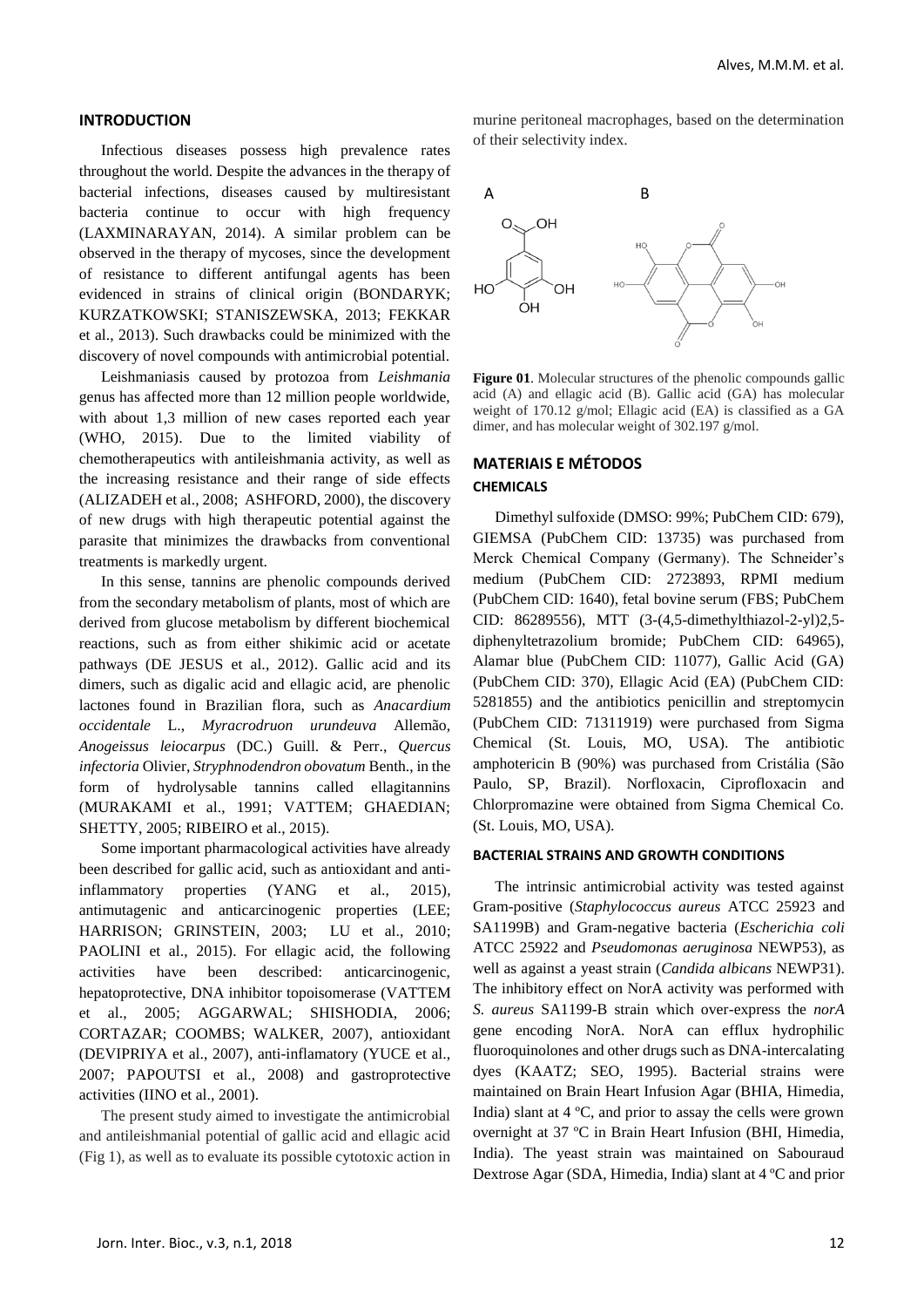## INTRODUCTION

Infectious diseases possess high prevalence rates throughout the world. Despite the advances in the therapy of bacterial infections, diseases caused by multiresistant bacteria continue to occur with high frequency (LAXMINARAYAN, 2014). A similar problem can be observed in the therapy of mycoses, since the development of resistance to different antifungal agents has been evidenced in strains of clinical origin (BONDARYK; KURZATKOWSKI; STANISZEWSKA, 2013; FEKKAR et al., 2013). Such drawbacks could be minimized with the discovery of novel compounds with antimicrobial potential.

Leishmaniasis caused by protozoa from *Leishmania* genus has affected more than 12 million people worldwide, with about 1,3 million of new cases reported each year (WHO, 2015). Due to the limited viability of chemotherapeutics with antileishmania activity, as well as the increasing resistance and their range of side effects (ALIZADEH et al., 2008; ASHFORD, 2000), the discovery of new drugs with high therapeutic potential against the parasite that minimizes the drawbacks from conventional treatments is markedly urgent.

In this sense, tannins are phenolic compounds derived from the secondary metabolism of plants, most of which are derived from glucose metabolism by different biochemical reactions, such as from either shikimic acid or acetate pathways (DE JESUS et al., 2012). Gallic acid and its dimers, such as digalic acid and ellagic acid, are phenolic lactones found in Brazilian flora, such as *Anacardium occidentale* L., *Myracrodruon urundeuva* Allemão, *Anogeissus leiocarpus* (DC.) Guill. & Perr., *Quercus infectoria* Olivier, *Stryphnodendron obovatum* Benth., in the form of hydrolysable tannins called ellagitannins (MURAKAMI et al., 1991; VATTEM; GHAEDIAN; SHETTY, 2005; RIBEIRO et al., 2015).

Some important pharmacological activities have already been described for gallic acid, such as antioxidant and anti-inflammatory properties (YANG et al., 2015), antimutagenic and anticarcinogenic properties (LEE; HARRISON; GRINSTEIN, 2003; LU et al., 2010; PAOLINI et al., 2015). For ellagic acid, the following activities have been described: anticarcinogenic, hepatoprotective, DNA inhibitor topoisomerase (VATTEM et al., 2005; AGGARWAL; SHISHODIA, 2006; CORTAZAR; COOMBS; WALKER, 2007), antioxidant (DEVIPRIYA et al., 2007), anti-inflamatory (YUCE et al., 2007; PAPOUTSI et al., 2008) and gastroprotective activities (IINO et al., 2001).

The present study aimed to investigate the antimicrobial and antileishmanial potential of gallic acid and ellagic acid (Fig 1), as well as to evaluate its possible cytotoxic action in murine peritoneal macrophages, based on the determination of their selectivity index.

**Figure 01**. Molecular structures of the phenolic compounds gallic acid (A) and ellagic acid (B). Gallic acid (GA) has molecular weight of 170.12 g/mol; Ellagic acid (EA) is classified as a GA dimer, and has molecular weight of 302.197 g/mol.

## MATERIAIS E MÉTODOS

### CHEMICALS

Dimethyl sulfoxide (DMSO: 99%; PubChem CID: 679), GIEMSA (PubChem CID: 13735) was purchased from Merck Chemical Company (Germany). The Schneider's medium (PubChem CID: 2723893, RPMI medium (PubChem CID: 1640), fetal bovine serum (FBS; PubChem CID: 86289556), MTT (3-(4,5-dimethylthiazol-2-yl)2,5-diphenyltetrazolium bromide; PubChem CID: 64965), Alamar blue (PubChem CID: 11077), Gallic Acid (GA) (PubChem CID: 370), Ellagic Acid (EA) (PubChem CID: 5281855) and the antibiotics penicillin and streptomycin (PubChem CID: 71311919) were purchased from Sigma Chemical (St. Louis, MO, USA). The antibiotic amphotericin B (90%) was purchased from Cristália (São Paulo, SP, Brazil). Norfloxacin, Ciprofloxacin and Chlorpromazine were obtained from Sigma Chemical Co. (St. Louis, MO, USA).

### BACTERIAL STRAINS AND GROWTH CONDITIONS

The intrinsic antimicrobial activity was tested against Gram-positive (*Staphylococcus aureus* ATCC 25923 and SA1199B) and Gram-negative bacteria (*Escherichia coli* ATCC 25922 and *Pseudomonas aeruginosa* NEWP53), as well as against a yeast strain (*Candida albicans* NEWP31). The inhibitory effect on NorA activity was performed with *S. aureus* SA1199-B strain which over-express the *norA* gene encoding NorA. NorA can efflux hydrophilic fluoroquinolones and other drugs such as DNA-intercalating dyes (KAATZ; SEO, 1995). Bacterial strains were maintained on Brain Heart Infusion Agar (BHIA, Himedia, India) slant at 4 ºC, and prior to assay the cells were grown overnight at 37 ºC in Brain Heart Infusion (BHI, Himedia, India). The yeast strain was maintained on Sabouraud Dextrose Agar (SDA, Himedia, India) slant at 4 ºC and prior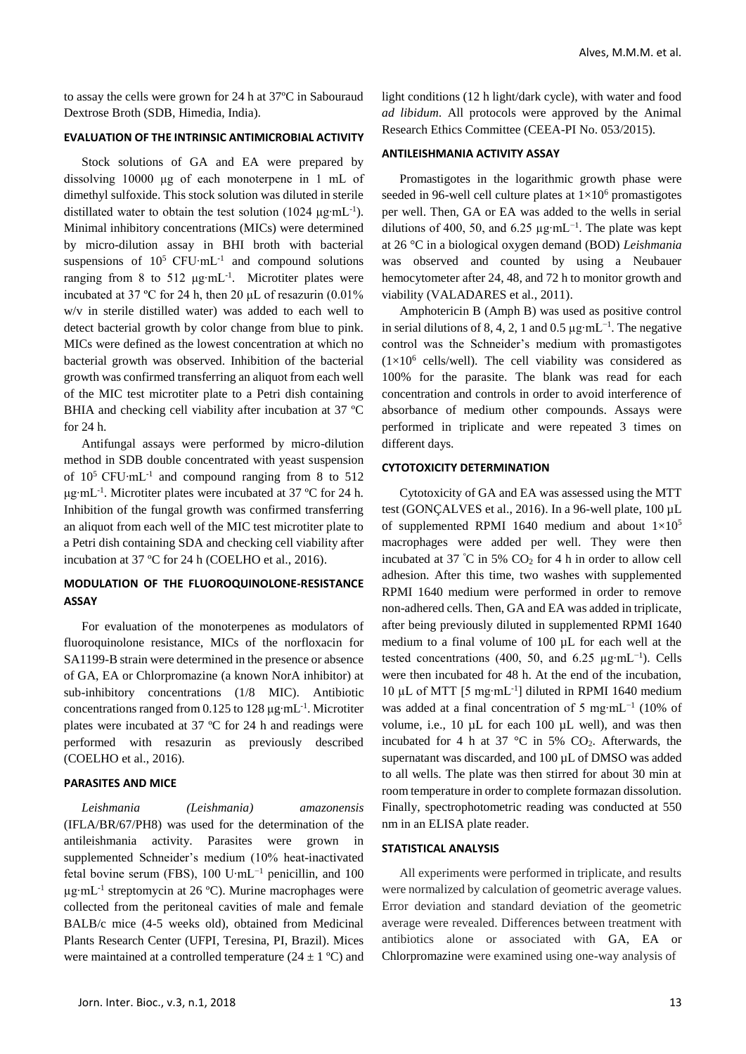to assay the cells were grown for 24 h at 37ºC in Sabouraud Dextrose Broth (SDB, Himedia, India).

## EVALUATION OF THE INTRINSIC ANTIMICROBIAL ACTIVITY

Stock solutions of GA and EA were prepared by dissolving 10000 μg of each monoterpene in 1 mL of dimethyl sulfoxide. This stock solution was diluted in sterile distillated water to obtain the test solution (1024 $\mu g{\cdot}mL^{-1}$). Minimal inhibitory concentrations (MICs) were determined by micro-dilution assay in BHI broth with bacterial suspensions of $10^5$ $CFU{\cdot}mL^{-1}$ and compound solutions ranging from 8 to 512 $\mu g{\cdot}mL^{-1}$. Microtiter plates were incubated at 37 ºC for 24 h, then 20 μL of resazurin (0.01% w/v in sterile distilled water) was added to each well to detect bacterial growth by color change from blue to pink. MICs were defined as the lowest concentration at which no bacterial growth was observed. Inhibition of the bacterial growth was confirmed transferring an aliquot from each well of the MIC test microtiter plate to a Petri dish containing BHIA and checking cell viability after incubation at 37 ºC for 24 h.

Antifungal assays were performed by micro-dilution method in SDB double concentrated with yeast suspension of $10^5$ $CFU{\cdot}mL^{-1}$ and compound ranging from 8 to 512 $\mu g{\cdot}mL^{-1}$. Microtiter plates were incubated at 37 ºC for 24 h. Inhibition of the fungal growth was confirmed transferring an aliquot from each well of the MIC test microtiter plate to a Petri dish containing SDA and checking cell viability after incubation at 37 ºC for 24 h (COELHO et al., 2016).

## MODULATION OF THE FLUOROQUINOLONE-RESISTANCE ASSAY

For evaluation of the monoterpenes as modulators of fluoroquinolone resistance, MICs of the norfloxacin for SA1199-B strain were determined in the presence or absence of GA, EA or Chlorpromazine (a known NorA inhibitor) at sub-inhibitory concentrations (1/8 MIC). Antibiotic concentrations ranged from 0.125 to 128 $\mu g{\cdot}mL^{-1}$. Microtiter plates were incubated at 37 ºC for 24 h and readings were performed with resazurin as previously described (COELHO et al., 2016).

## PARASITES AND MICE

*Leishmania (Leishmania) amazonensis* (IFLA/BR/67/PH8) was used for the determination of the antileishmania activity. Parasites were grown in supplemented Schneider's medium (10% heat-inactivated fetal bovine serum (FBS), 100 $U{\cdot}mL^{-1}$ penicillin, and 100 $\mu g{\cdot}mL^{-1}$ streptomycin at 26 ºC). Murine macrophages were collected from the peritoneal cavities of male and female BALB/c mice (4-5 weeks old), obtained from Medicinal Plants Research Center (UFPI, Teresina, PI, Brazil). Mices were maintained at a controlled temperature (24 ± 1 ºC) and light conditions (12 h light/dark cycle), with water and food *ad libidum*. All protocols were approved by the Animal Research Ethics Committee (CEEA-PI No. 053/2015).

## ANTILEISHMANIA ACTIVITY ASSAY

Promastigotes in the logarithmic growth phase were seeded in 96-well cell culture plates at $1{\times}10^6$ promastigotes per well. Then, GA or EA was added to the wells in serial dilutions of 400, 50, and 6.25 $\mu g{\cdot}mL^{-1}$. The plate was kept at 26 °C in a biological oxygen demand (BOD) *Leishmania* was observed and counted by using a Neubauer hemocytometer after 24, 48, and 72 h to monitor growth and viability (VALADARES et al., 2011).

Amphotericin B (Amph B) was used as positive control in serial dilutions of 8, 4, 2, 1 and 0.5 $\mu g{\cdot}mL^{-1}$. The negative control was the Schneider's medium with promastigotes ($1{\times}10^6$ cells/well). The cell viability was considered as 100% for the parasite. The blank was read for each concentration and controls in order to avoid interference of absorbance of medium other compounds. Assays were performed in triplicate and were repeated 3 times on different days.

## CYTOTOXICITY DETERMINATION

Cytotoxicity of GA and EA was assessed using the MTT test (GONÇALVES et al., 2016). In a 96-well plate, 100 µL of supplemented RPMI 1640 medium and about $1{\times}10^5$ macrophages were added per well. They were then incubated at 37 °C in 5% $CO_2$ for 4 h in order to allow cell adhesion. After this time, two washes with supplemented RPMI 1640 medium were performed in order to remove non-adhered cells. Then, GA and EA was added in triplicate, after being previously diluted in supplemented RPMI 1640 medium to a final volume of 100 µL for each well at the tested concentrations (400, 50, and 6.25 $\mu g{\cdot}mL^{-1}$). Cells were then incubated for 48 h. At the end of the incubation, 10 µL of MTT [5 $mg{\cdot}mL^{-1}$] diluted in RPMI 1640 medium was added at a final concentration of 5 $mg{\cdot}mL^{-1}$ (10% of volume, i.e., 10 µL for each 100 µL well), and was then incubated for 4 h at 37 °C in 5% $CO_2$. Afterwards, the supernatant was discarded, and 100 µL of DMSO was added to all wells. The plate was then stirred for about 30 min at room temperature in order to complete formazan dissolution. Finally, spectrophotometric reading was conducted at 550 nm in an ELISA plate reader.

## STATISTICAL ANALYSIS

All experiments were performed in triplicate, and results were normalized by calculation of geometric average values. Error deviation and standard deviation of the geometric average were revealed. Differences between treatment with antibiotics alone or associated with GA, EA or Chlorpromazine were examined using one-way analysis of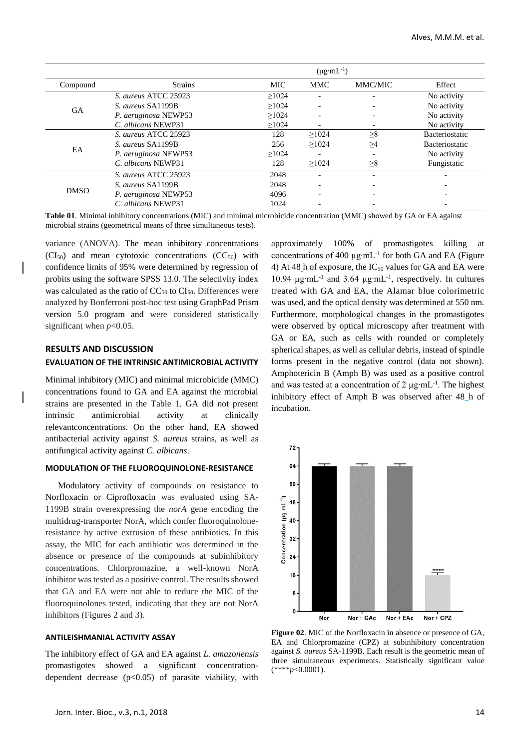| Compound | Strains | (µg·mL$^{-1}$) | | | |
|---|---|---|---|---|---|
| | | MIC | MMC | MMC/MIC | Effect |
| GA | *S. aureus* ATCC 25923 | ≥1024 | - | - | No activity |
| | *S. aureus* SA1199B | ≥1024 | - | - | No activity |
| | *P. aeruginosa* NEWP53 | ≥1024 | - | - | No activity |
| | *C. albicans* NEWP31 | ≥1024 | - | - | No activity |
| EA | *S. aureus* ATCC 25923 | 128 | ≥1024 | ≥8 | Bacteriostatic |
| | *S. aureus* SA1199B | 256 | ≥1024 | ≥4 | Bacteriostatic |
| | *P. aeruginosa* NEWP53 | ≥1024 | - | - | No activity |
| | *C. albicans* NEWP31 | 128 | ≥1024 | ≥8 | Fungistatic |
| DMSO | *S. aureus* ATCC 25923 | 2048 | - | - | - |
| | *S. aureus* SA1199B | 2048 | - | - | - |
| | *P. aeruginosa* NEWP53 | 4096 | - | - | - |
| | *C. albicans* NEWP31 | 1024 | - | - | - |

**Table 01**. Minimal inhibitory concentrations (MIC) and minimal microbicide concentration (MMC) showed by GA or EA against microbial strains (geometrical means of three simultaneous tests).

variance (ANOVA). The mean inhibitory concentrations ($CI_{50}$) and mean cytotoxic concentrations ($CC_{50}$) with confidence limits of 95% were determined by regression of probits using the software SPSS 13.0. The selectivity index was calculated as the ratio of $CC_{50}$ to $CI_{50}$. Differences were analyzed by Bonferroni post-hoc test using GraphPad Prism version 5.0 program and were considered statistically significant when $p$<0.05.

## RESULTS AND DISCUSSION

### EVALUATION OF THE INTRINSIC ANTIMICROBIAL ACTIVITY

Minimal inhibitory (MIC) and minimal microbicide (MMC) concentrations found to GA and EA against the microbial strains are presented in the Table 1. GA did not present intrinsic antimicrobial activity at clinically relevantconcentrations. On the other hand, EA showed antibacterial activity against *S. aureus* strains, as well as antifungal activity against *C. albicans*.

### MODULATION OF THE FLUOROQUINOLONE-RESISTANCE

Modulatory activity of compounds on resistance to Norfloxacin or Ciprofloxacin was evaluated using SA-1199B strain overexpressing the *norA* gene encoding the multidrug-transporter NorA, which confer fluoroquinolone-resistance by active extrusion of these antibiotics. In this assay, the MIC for each antibiotic was determined in the absence or presence of the compounds at subinhibitory concentrations. Chlorpromazine, a well-known NorA inhibitor was tested as a positive control. The results showed that GA and EA were not able to reduce the MIC of the fluoroquinolones tested, indicating that they are not NorA inhibitors (Figures 2 and 3).

### ANTILEISHMANIAL ACTIVITY ASSAY

The inhibitory effect of GA and EA against *L. amazonensis* promastigotes showed a significant concentration-dependent decrease ($p$<0.05) of parasite viability, with approximately 100% of promastigotes killing at concentrations of 400 µg·mL$^{-1}$ for both GA and EA (Figure 4) At 48 h of exposure, the $IC_{50}$ values for GA and EA were 10.94 µg·mL$^{-1}$ and 3.64 µg·mL$^{-1}$, respectively. In cultures treated with GA and EA, the Alamar blue colorimetric was used, and the optical density was determined at 550 nm. Furthermore, morphological changes in the promastigotes were observed by optical microscopy after treatment with GA or EA, such as cells with rounded or completely spherical shapes, as well as cellular debris, instead of spindle forms present in the negative control (data not shown). Amphotericin B (Amph B) was used as a positive control and was tested at a concentration of 2 µg·mL$^{-1}$. The highest inhibitory effect of Amph B was observed after 48 h of incubation.

**Figure 02**. MIC of the Norfloxacin in absence or presence of GA, EA and Chlorpromazine (CPZ) at subinhibitory concentration against *S. aureus* SA-1199B. Each result is the geometric mean of three simultaneous experiments. Statistically significant value (****$p$<0.0001).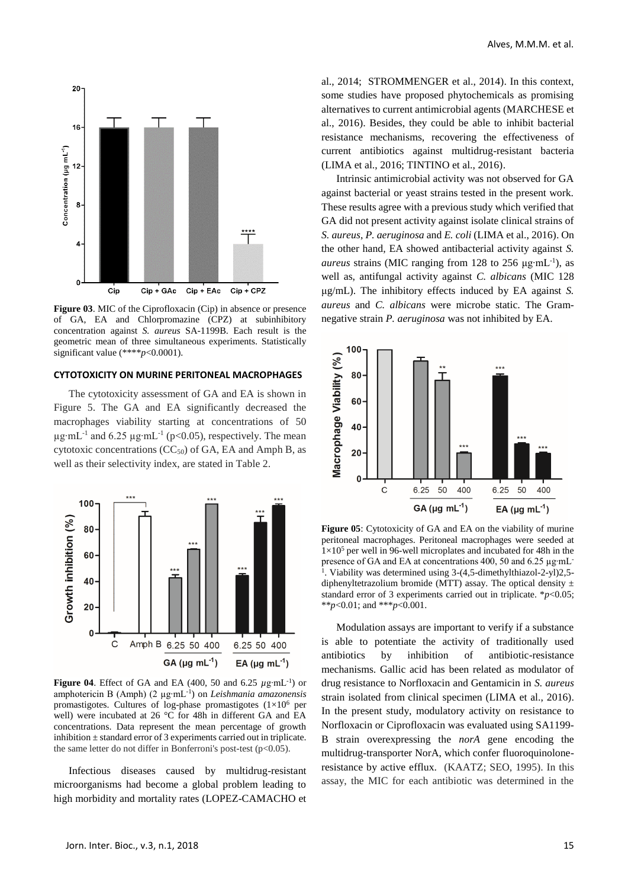**Figure 03**. MIC of the Ciprofloxacin (Cip) in absence or presence of GA, EA and Chlorpromazine (CPZ) at subinhibitory concentration against *S. aureus* SA-1199B. Each result is the geometric mean of three simultaneous experiments. Statistically significant value (\*\*\*\**p*<0.0001).

### CYTOTOXICITY ON MURINE PERITONEAL MACROPHAGES

The cytotoxicity assessment of GA and EA is shown in Figure 5. The GA and EA significantly decreased the macrophages viability starting at concentrations of 50 $\mu g \cdot mL^{-1}$ and 6.25 $\mu g \cdot mL^{-1}$ ($p<0.05$), respectively. The mean cytotoxic concentrations ($CC_{50}$) of GA, EA and Amph B, as well as their selectivity index, are stated in Table 2.

**Figure 04**. Effect of GA and EA (400, 50 and 6.25 $\mu g \cdot mL^{-1}$) or amphotericin B (Amph) (2 $\mu g \cdot mL^{-1}$) on *Leishmania amazonensis* promastigotes. Cultures of log-phase promastigotes ($1\times10^6$ per well) were incubated at 26 °C for 48h in different GA and EA concentrations. Data represent the mean percentage of growth inhibition ± standard error of 3 experiments carried out in triplicate. the same letter do not differ in Bonferroni's post-test ($p<0.05$).

Infectious diseases caused by multidrug-resistant microorganisms had become a global problem leading to high morbidity and mortality rates (LOPEZ-CAMACHO et al., 2014; STROMMENGER et al., 2014). In this context, some studies have proposed phytochemicals as promising alternatives to current antimicrobial agents (MARCHESE et al., 2016). Besides, they could be able to inhibit bacterial resistance mechanisms, recovering the effectiveness of current antibiotics against multidrug-resistant bacteria (LIMA et al., 2016; TINTINO et al., 2016).

Intrinsic antimicrobial activity was not observed for GA against bacterial or yeast strains tested in the present work. These results agree with a previous study which verified that GA did not present activity against isolate clinical strains of *S. aureus*, *P. aeruginosa* and *E. coli* (LIMA et al., 2016). On the other hand, EA showed antibacterial activity against *S. aureus* strains (MIC ranging from 128 to 256 $\mu g \cdot mL^{-1}$), as well as, antifungal activity against *C. albicans* (MIC 128 μg/mL). The inhibitory effects induced by EA against *S. aureus* and *C. albicans* were microbe static. The Gram-negative strain *P. aeruginosa* was not inhibited by EA.

**Figure 05**: Cytotoxicity of GA and EA on the viability of murine peritoneal macrophages. Peritoneal macrophages were seeded at $1\times10^5$ per well in 96-well microplates and incubated for 48h in the presence of GA and EA at concentrations 400, 50 and 6.25 $\mu g \cdot mL^{-1}$. Viability was determined using 3-(4,5-dimethylthiazol-2-yl)2,5-diphenyltetrazolium bromide (MTT) assay. The optical density ± standard error of 3 experiments carried out in triplicate. \**p*<0.05; \*\**p*<0.01; and \*\*\**p*<0.001.

Modulation assays are important to verify if a substance is able to potentiate the activity of traditionally used antibiotics by inhibition of antibiotic-resistance mechanisms. Gallic acid has been related as modulator of drug resistance to Norfloxacin and Gentamicin in *S. aureus* strain isolated from clinical specimen (LIMA et al., 2016). In the present study, modulatory activity on resistance to Norfloxacin or Ciprofloxacin was evaluated using SA1199-B strain overexpressing the *norA* gene encoding the multidrug-transporter NorA, which confer fluoroquinolone-resistance by active efflux. (KAATZ; SEO, 1995). In this assay, the MIC for each antibiotic was determined in the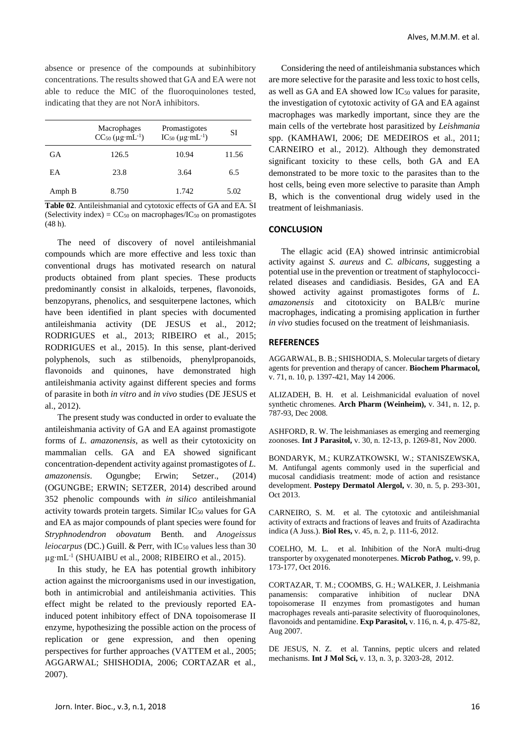absence or presence of the compounds at subinhibitory concentrations. The results showed that GA and EA were not able to reduce the MIC of the fluoroquinolones tested, indicating that they are not NorA inhibitors.

| | Macrophages $CC_{50}$ ($\mu g \cdot mL^{-1}$) | Promastigotes $IC_{50}$ ($\mu g \cdot mL^{-1}$) | SI |
|---|---|---|---|
| GA | 126.5 | 10.94 | 11.56 |
| EA | 23.8 | 3.64 | 6.5 |
| Amph B | 8.750 | 1.742 | 5.02 |

**Table 02**. Antileishmanial and cytotoxic effects of GA and EA. SI (Selectivity index) = $CC_{50}$ on macrophages/$IC_{50}$ on promastigotes (48 h).

The need of discovery of novel antileishmanial compounds which are more effective and less toxic than conventional drugs has motivated research on natural products obtained from plant species. These products predominantly consist in alkaloids, terpenes, flavonoids, benzopyrans, phenolics, and sesquiterpene lactones, which have been identified in plant species with documented antileishmania activity (DE JESUS et al., 2012; RODRIGUES et al., 2013; RIBEIRO et al., 2015; RODRIGUES et al., 2015). In this sense, plant-derived polyphenols, such as stilbenoids, phenylpropanoids, flavonoids and quinones, have demonstrated high antileishmania activity against different species and forms of parasite in both *in vitro* and *in vivo* studies (DE JESUS et al., 2012).

The present study was conducted in order to evaluate the antileishmania activity of GA and EA against promastigote forms of *L. amazonensis*, as well as their cytotoxicity on mammalian cells. GA and EA showed significant concentration-dependent activity against promastigotes of *L. amazonensis*. Ogungbe; Erwin; Setzer., (2014) (OGUNGBE; ERWIN; SETZER, 2014) described around 352 phenolic compounds with *in silico* antileishmanial activity towards protein targets. Similar $IC_{50}$ values for GA and EA as major compounds of plant species were found for *Stryphnodendron obovatum* Benth. and *Anogeissus leiocarpus* (DC.) Guill. & Perr, with $IC_{50}$ values less than 30 $\mu g \cdot mL^{-1}$ (SHUAIBU et al., 2008; RIBEIRO et al., 2015).

In this study, he EA has potential growth inhibitory action against the microorganisms used in our investigation, both in antimicrobial and antileishmania activities. This effect might be related to the previously reported EA-induced potent inhibitory effect of DNA topoisomerase II enzyme, hypothesizing the possible action on the process of replication or gene expression, and then opening perspectives for further approaches (VATTEM et al., 2005; AGGARWAL; SHISHODIA, 2006; CORTAZAR et al., 2007).

Considering the need of antileishmania substances which are more selective for the parasite and less toxic to host cells, as well as GA and EA showed low $IC_{50}$ values for parasite, the investigation of cytotoxic activity of GA and EA against macrophages was markedly important, since they are the main cells of the vertebrate host parasitized by *Leishmania* spp. (KAMHAWI, 2006; DE MEDEIROS et al., 2011; CARNEIRO et al., 2012). Although they demonstrated significant toxicity to these cells, both GA and EA demonstrated to be more toxic to the parasites than to the host cells, being even more selective to parasite than Amph B, which is the conventional drug widely used in the treatment of leishmaniasis.

## CONCLUSION

The ellagic acid (EA) showed intrinsic antimicrobial activity against *S. aureus* and *C. albicans*, suggesting a potential use in the prevention or treatment of staphylococci-related diseases and candidiasis. Besides, GA and EA showed activity against promastigotes forms of *L. amazonensis* and citotoxicity on BALB/c murine macrophages, indicating a promising application in further *in vivo* studies focused on the treatment of leishmaniasis.

## REFERENCES

AGGARWAL, B. B.; SHISHODIA, S. Molecular targets of dietary agents for prevention and therapy of cancer. **Biochem Pharmacol,** v. 71, n. 10, p. 1397-421, May 14 2006.

ALIZADEH, B. H. et al. Leishmanicidal evaluation of novel synthetic chromenes. **Arch Pharm (Weinheim),** v. 341, n. 12, p. 787-93, Dec 2008.

ASHFORD, R. W. The leishmaniases as emerging and reemerging zoonoses. **Int J Parasitol,** v. 30, n. 12-13, p. 1269-81, Nov 2000.

BONDARYK, M.; KURZATKOWSKI, W.; STANISZEWSKA, M. Antifungal agents commonly used in the superficial and mucosal candidiasis treatment: mode of action and resistance development. **Postepy Dermatol Alergol,** v. 30, n. 5, p. 293-301, Oct 2013.

CARNEIRO, S. M. et al. The cytotoxic and antileishmanial activity of extracts and fractions of leaves and fruits of Azadirachta indica (A Juss.). **Biol Res,** v. 45, n. 2, p. 111-6, 2012.

COELHO, M. L. et al. Inhibition of the NorA multi-drug transporter by oxygenated monoterpenes. **Microb Pathog,** v. 99, p. 173-177, Oct 2016.

CORTAZAR, T. M.; COOMBS, G. H.; WALKER, J. Leishmania panamensis: comparative inhibition of nuclear DNA topoisomerase II enzymes from promastigotes and human macrophages reveals anti-parasite selectivity of fluoroquinolones, flavonoids and pentamidine. **Exp Parasitol,** v. 116, n. 4, p. 475-82, Aug 2007.

DE JESUS, N. Z. et al. Tannins, peptic ulcers and related mechanisms. **Int J Mol Sci,** v. 13, n. 3, p. 3203-28, 2012.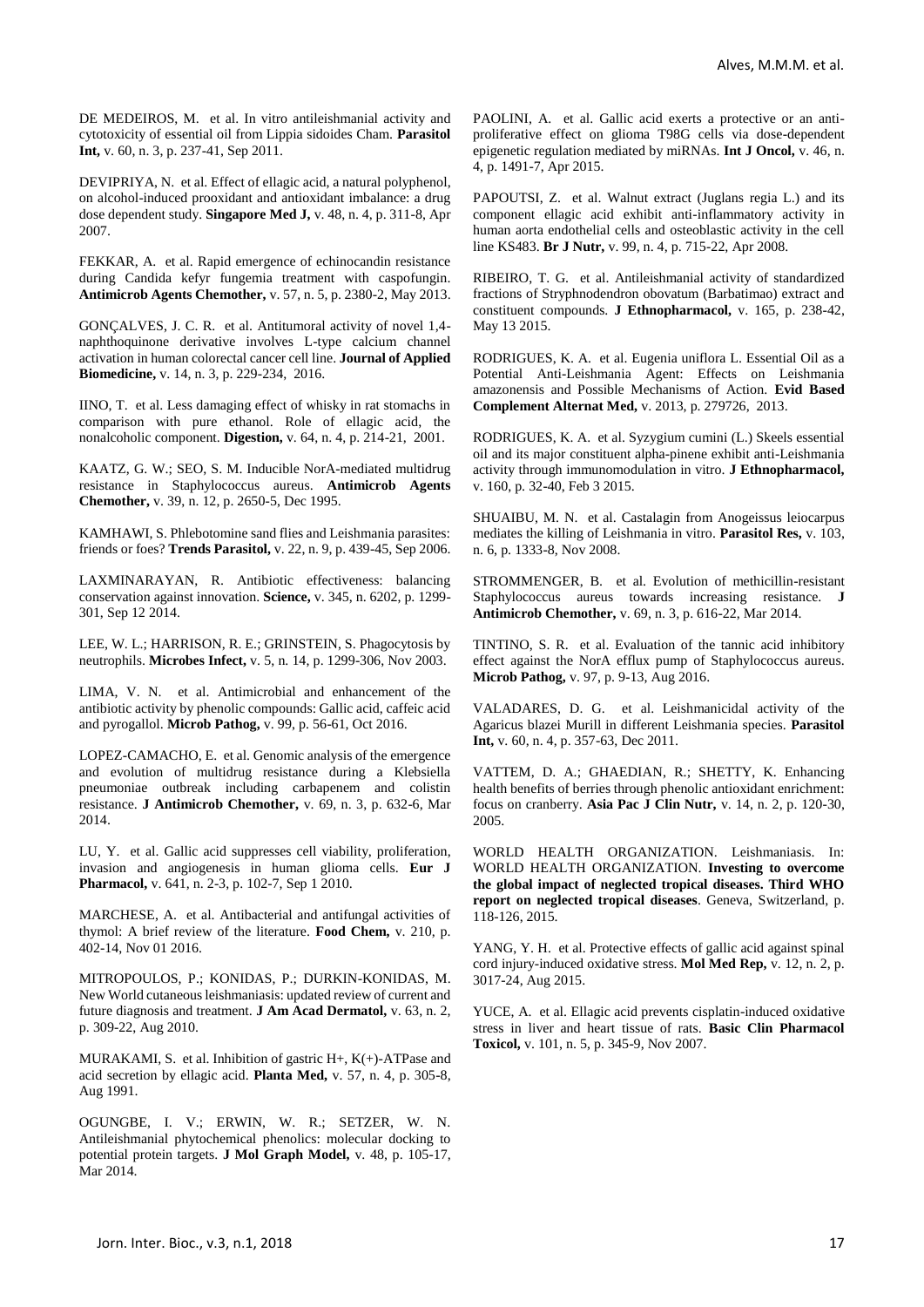DE MEDEIROS, M. et al. In vitro antileishmanial activity and cytotoxicity of essential oil from Lippia sidoides Cham. **Parasitol Int,** v. 60, n. 3, p. 237-41, Sep 2011.

DEVIPRIYA, N. et al. Effect of ellagic acid, a natural polyphenol, on alcohol-induced prooxidant and antioxidant imbalance: a drug dose dependent study. **Singapore Med J,** v. 48, n. 4, p. 311-8, Apr 2007.

FEKKAR, A. et al. Rapid emergence of echinocandin resistance during Candida kefyr fungemia treatment with caspofungin. **Antimicrob Agents Chemother,** v. 57, n. 5, p. 2380-2, May 2013.

GONÇALVES, J. C. R. et al. Antitumoral activity of novel 1,4-naphthoquinone derivative involves L-type calcium channel activation in human colorectal cancer cell line. **Journal of Applied Biomedicine,** v. 14, n. 3, p. 229-234, 2016.

IINO, T. et al. Less damaging effect of whisky in rat stomachs in comparison with pure ethanol. Role of ellagic acid, the nonalcoholic component. **Digestion,** v. 64, n. 4, p. 214-21, 2001.

KAATZ, G. W.; SEO, S. M. Inducible NorA-mediated multidrug resistance in Staphylococcus aureus. **Antimicrob Agents Chemother,** v. 39, n. 12, p. 2650-5, Dec 1995.

KAMHAWI, S. Phlebotomine sand flies and Leishmania parasites: friends or foes? **Trends Parasitol,** v. 22, n. 9, p. 439-45, Sep 2006.

LAXMINARAYAN, R. Antibiotic effectiveness: balancing conservation against innovation. **Science,** v. 345, n. 6202, p. 1299-301, Sep 12 2014.

LEE, W. L.; HARRISON, R. E.; GRINSTEIN, S. Phagocytosis by neutrophils. **Microbes Infect,** v. 5, n. 14, p. 1299-306, Nov 2003.

LIMA, V. N. et al. Antimicrobial and enhancement of the antibiotic activity by phenolic compounds: Gallic acid, caffeic acid and pyrogallol. **Microb Pathog,** v. 99, p. 56-61, Oct 2016.

LOPEZ-CAMACHO, E. et al. Genomic analysis of the emergence and evolution of multidrug resistance during a Klebsiella pneumoniae outbreak including carbapenem and colistin resistance. **J Antimicrob Chemother,** v. 69, n. 3, p. 632-6, Mar 2014.

LU, Y. et al. Gallic acid suppresses cell viability, proliferation, invasion and angiogenesis in human glioma cells. **Eur J Pharmacol,** v. 641, n. 2-3, p. 102-7, Sep 1 2010.

MARCHESE, A. et al. Antibacterial and antifungal activities of thymol: A brief review of the literature. **Food Chem,** v. 210, p. 402-14, Nov 01 2016.

MITROPOULOS, P.; KONIDAS, P.; DURKIN-KONIDAS, M. New World cutaneous leishmaniasis: updated review of current and future diagnosis and treatment. **J Am Acad Dermatol,** v. 63, n. 2, p. 309-22, Aug 2010.

MURAKAMI, S. et al. Inhibition of gastric H+, K(+)-ATPase and acid secretion by ellagic acid. **Planta Med,** v. 57, n. 4, p. 305-8, Aug 1991.

OGUNGBE, I. V.; ERWIN, W. R.; SETZER, W. N. Antileishmanial phytochemical phenolics: molecular docking to potential protein targets. **J Mol Graph Model,** v. 48, p. 105-17, Mar 2014.

PAOLINI, A. et al. Gallic acid exerts a protective or an anti-proliferative effect on glioma T98G cells via dose-dependent epigenetic regulation mediated by miRNAs. **Int J Oncol,** v. 46, n. 4, p. 1491-7, Apr 2015.

PAPOUTSI, Z. et al. Walnut extract (Juglans regia L.) and its component ellagic acid exhibit anti-inflammatory activity in human aorta endothelial cells and osteoblastic activity in the cell line KS483. **Br J Nutr,** v. 99, n. 4, p. 715-22, Apr 2008.

RIBEIRO, T. G. et al. Antileishmanial activity of standardized fractions of Stryphnodendron obovatum (Barbatimao) extract and constituent compounds. **J Ethnopharmacol,** v. 165, p. 238-42, May 13 2015.

RODRIGUES, K. A. et al. Eugenia uniflora L. Essential Oil as a Potential Anti-Leishmania Agent: Effects on Leishmania amazonensis and Possible Mechanisms of Action. **Evid Based Complement Alternat Med,** v. 2013, p. 279726, 2013.

RODRIGUES, K. A. et al. Syzygium cumini (L.) Skeels essential oil and its major constituent alpha-pinene exhibit anti-Leishmania activity through immunomodulation in vitro. **J Ethnopharmacol,** v. 160, p. 32-40, Feb 3 2015.

SHUAIBU, M. N. et al. Castalagin from Anogeissus leiocarpus mediates the killing of Leishmania in vitro. **Parasitol Res,** v. 103, n. 6, p. 1333-8, Nov 2008.

STROMMENGER, B. et al. Evolution of methicillin-resistant Staphylococcus aureus towards increasing resistance. **J Antimicrob Chemother,** v. 69, n. 3, p. 616-22, Mar 2014.

TINTINO, S. R. et al. Evaluation of the tannic acid inhibitory effect against the NorA efflux pump of Staphylococcus aureus. **Microb Pathog,** v. 97, p. 9-13, Aug 2016.

VALADARES, D. G. et al. Leishmanicidal activity of the Agaricus blazei Murill in different Leishmania species. **Parasitol Int,** v. 60, n. 4, p. 357-63, Dec 2011.

VATTEM, D. A.; GHAEDIAN, R.; SHETTY, K. Enhancing health benefits of berries through phenolic antioxidant enrichment: focus on cranberry. **Asia Pac J Clin Nutr,** v. 14, n. 2, p. 120-30, 2005.

WORLD HEALTH ORGANIZATION. Leishmaniasis. In: WORLD HEALTH ORGANIZATION. **Investing to overcome the global impact of neglected tropical diseases. Third WHO report on neglected tropical diseases**. Geneva, Switzerland, p. 118-126, 2015.

YANG, Y. H. et al. Protective effects of gallic acid against spinal cord injury-induced oxidative stress. **Mol Med Rep,** v. 12, n. 2, p. 3017-24, Aug 2015.

YUCE, A. et al. Ellagic acid prevents cisplatin-induced oxidative stress in liver and heart tissue of rats. **Basic Clin Pharmacol Toxicol,** v. 101, n. 5, p. 345-9, Nov 2007.